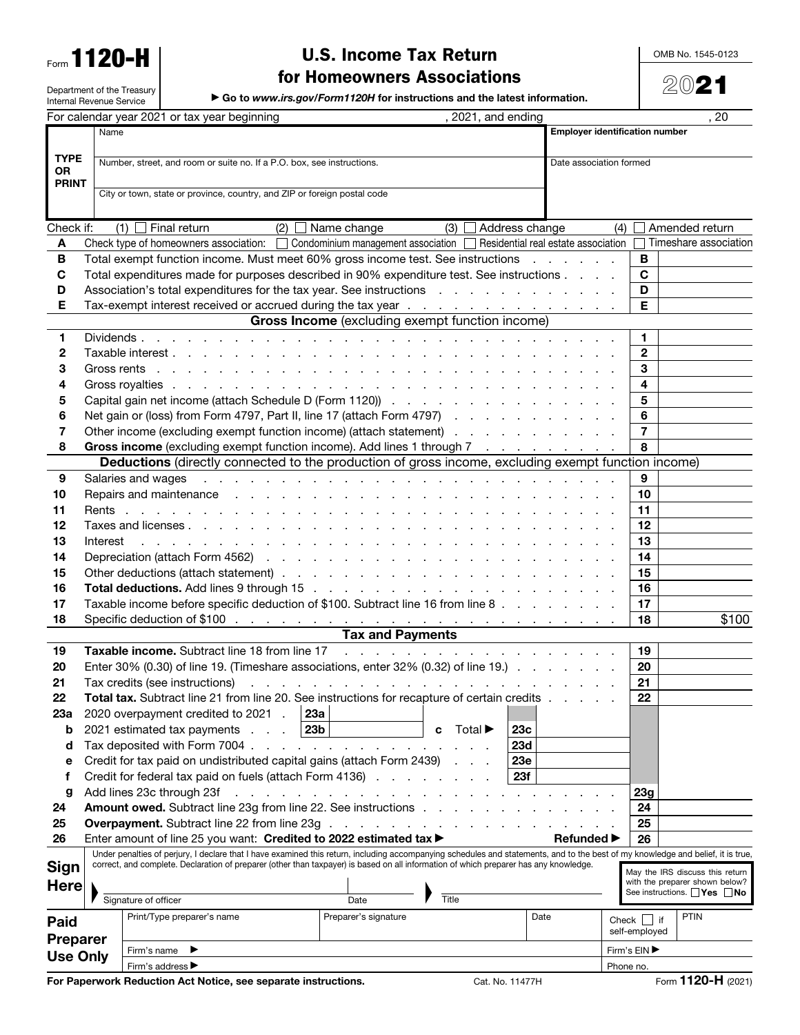Form **1120-H**

Department of the Treasury
Internal Revenue Service

# U.S. Income Tax Return for Homeowners Associations

▶ Go to *www.irs.gov/Form1120H* for instructions and the latest information.

OMB No. 1545-0123

**2021**

For calendar year 2021 or tax year beginning , 2021, and ending , 20

| TYPE OR PRINT | |
|---|---|
| Name | Employer identification number |
| Number, street, and room or suite no. If a P.O. box, see instructions. | Date association formed |
| City or town, state or province, country, and ZIP or foreign postal code | |

Check if: (1) ☐ Final return (2) ☐ Name change (3) ☐ Address change (4) ☐ Amended return

| | | | |
|---|---|---|---|
| **A** | Check type of homeowners association: ☐ Condominium management association ☐ Residential real estate association ☐ Timeshare association | | |
| **B** | Total exempt function income. Must meet 60% gross income test. See instructions | **B** | |
| **C** | Total expenditures made for purposes described in 90% expenditure test. See instructions | **C** | |
| **D** | Association's total expenditures for the tax year. See instructions | **D** | |
| **E** | Tax-exempt interest received or accrued during the tax year | **E** | |

## Gross Income (excluding exempt function income)

| | | | |
|---|---|---|---|
| **1** | Dividends | **1** | |
| **2** | Taxable interest | **2** | |
| **3** | Gross rents | **3** | |
| **4** | Gross royalties | **4** | |
| **5** | Capital gain net income (attach Schedule D (Form 1120)) | **5** | |
| **6** | Net gain or (loss) from Form 4797, Part II, line 17 (attach Form 4797) | **6** | |
| **7** | Other income (excluding exempt function income) (attach statement) | **7** | |
| **8** | **Gross income** (excluding exempt function income). Add lines 1 through 7 | **8** | |

## Deductions (directly connected to the production of gross income, excluding exempt function income)

| | | | |
|---|---|---|---|
| **9** | Salaries and wages | **9** | |
| **10** | Repairs and maintenance | **10** | |
| **11** | Rents | **11** | |
| **12** | Taxes and licenses | **12** | |
| **13** | Interest | **13** | |
| **14** | Depreciation (attach Form 4562) | **14** | |
| **15** | Other deductions (attach statement) | **15** | |
| **16** | **Total deductions.** Add lines 9 through 15 | **16** | |
| **17** | Taxable income before specific deduction of $100. Subtract line 16 from line 8 | **17** | |
| **18** | Specific deduction of $100 | **18** | $100 |

## Tax and Payments

| | | | | | |
|---|---|---|---|---|---|
| **19** | **Taxable income.** Subtract line 18 from line 17 | | | **19** | |
| **20** | Enter 30% (0.30) of line 19. (Timeshare associations, enter 32% (0.32) of line 19.) | | | **20** | |
| **21** | Tax credits (see instructions) | | | **21** | |
| **22** | **Total tax.** Subtract line 21 from line 20. See instructions for recapture of certain credits | | | **22** | |
| **23a** | 2020 overpayment credited to 2021 | **23a** | | | |
| **b** | 2021 estimated tax payments | **23b** | **c** Total ▶ **23c** | | |
| **d** | Tax deposited with Form 7004 | | **23d** | | |
| **e** | Credit for tax paid on undistributed capital gains (attach Form 2439) | | **23e** | | |
| **f** | Credit for federal tax paid on fuels (attach Form 4136) | | **23f** | | |
| **g** | Add lines 23c through 23f | | | **23g** | |
| **24** | **Amount owed.** Subtract line 23g from line 22. See instructions | | | **24** | |
| **25** | **Overpayment.** Subtract line 22 from line 23g | | | **25** | |
| **26** | Enter amount of line 25 you want: **Credited to 2022 estimated tax** ▶ | | **Refunded** ▶ | **26** | |

**Sign Here**

Under penalties of perjury, I declare that I have examined this return, including accompanying schedules and statements, and to the best of my knowledge and belief, it is true, correct, and complete. Declaration of preparer (other than taxpayer) is based on all information of which preparer has any knowledge.

Signature of officer | Date | Title

May the IRS discuss this return with the preparer shown below? See instructions. ☐ Yes ☐ No

**Paid Preparer Use Only**

| Print/Type preparer's name | Preparer's signature | Date | Check ☐ if self-employed | PTIN |
|---|---|---|---|---|
| Firm's name ▶ | | | Firm's EIN ▶ | |
| Firm's address ▶ | | | Phone no. | |

For Paperwork Reduction Act Notice, see separate instructions. Cat. No. 11477H Form **1120-H** (2021)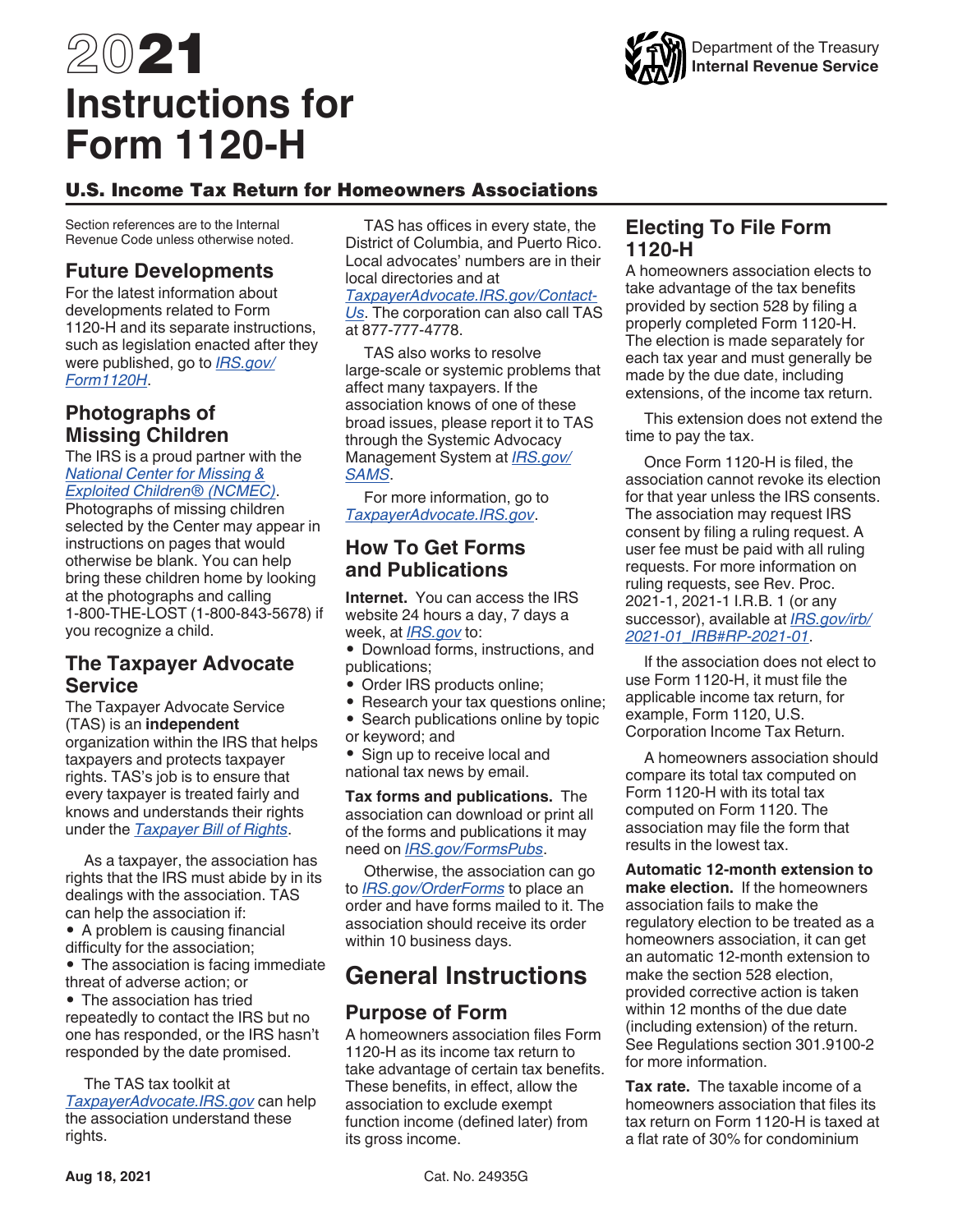# 2021 Instructions for Form 1120-H

Department of the Treasury
Internal Revenue Service

## U.S. Income Tax Return for Homeowners Associations

Section references are to the Internal Revenue Code unless otherwise noted.

## Future Developments

For the latest information about developments related to Form 1120-H and its separate instructions, such as legislation enacted after they were published, go to *IRS.gov/Form1120H*.

## Photographs of Missing Children

The IRS is a proud partner with the *National Center for Missing & Exploited Children® (NCMEC)*. Photographs of missing children selected by the Center may appear in instructions on pages that would otherwise be blank. You can help bring these children home by looking at the photographs and calling 1-800-THE-LOST (1-800-843-5678) if you recognize a child.

## The Taxpayer Advocate Service

The Taxpayer Advocate Service (TAS) is an **independent** organization within the IRS that helps taxpayers and protects taxpayer rights. TAS's job is to ensure that every taxpayer is treated fairly and knows and understands their rights under the *Taxpayer Bill of Rights*.

As a taxpayer, the association has rights that the IRS must abide by in its dealings with the association. TAS can help the association if:

- A problem is causing financial difficulty for the association;
- The association is facing immediate threat of adverse action; or
- The association has tried repeatedly to contact the IRS but no one has responded, or the IRS hasn't responded by the date promised.

The TAS tax toolkit at *TaxpayerAdvocate.IRS.gov* can help the association understand these rights.

TAS has offices in every state, the District of Columbia, and Puerto Rico. Local advocates' numbers are in their local directories and at *TaxpayerAdvocate.IRS.gov/Contact-Us*. The corporation can also call TAS at 877-777-4778.

TAS also works to resolve large-scale or systemic problems that affect many taxpayers. If the association knows of one of these broad issues, please report it to TAS through the Systemic Advocacy Management System at *IRS.gov/SAMS*.

For more information, go to *TaxpayerAdvocate.IRS.gov*.

## How To Get Forms and Publications

**Internet.** You can access the IRS website 24 hours a day, 7 days a week, at *IRS.gov* to:

- Download forms, instructions, and publications;
- Order IRS products online;
- Research your tax questions online;
- Search publications online by topic or keyword; and
- Sign up to receive local and national tax news by email.

**Tax forms and publications.** The association can download or print all of the forms and publications it may need on *IRS.gov/FormsPubs*.

Otherwise, the association can go to *IRS.gov/OrderForms* to place an order and have forms mailed to it. The association should receive its order within 10 business days.

# General Instructions

## Purpose of Form

A homeowners association files Form 1120-H as its income tax return to take advantage of certain tax benefits. These benefits, in effect, allow the association to exclude exempt function income (defined later) from its gross income.

## Electing To File Form 1120-H

A homeowners association elects to take advantage of the tax benefits provided by section 528 by filing a properly completed Form 1120-H. The election is made separately for each tax year and must generally be made by the due date, including extensions, of the income tax return.

This extension does not extend the time to pay the tax.

Once Form 1120-H is filed, the association cannot revoke its election for that year unless the IRS consents. The association may request IRS consent by filing a ruling request. A user fee must be paid with all ruling requests. For more information on ruling requests, see Rev. Proc. 2021-1, 2021-1 I.R.B. 1 (or any successor), available at *IRS.gov/irb/2021-01_IRB#RP-2021-01*.

If the association does not elect to use Form 1120-H, it must file the applicable income tax return, for example, Form 1120, U.S. Corporation Income Tax Return.

A homeowners association should compare its total tax computed on Form 1120-H with its total tax computed on Form 1120. The association may file the form that results in the lowest tax.

**Automatic 12-month extension to make election.** If the homeowners association fails to make the regulatory election to be treated as a homeowners association, it can get an automatic 12-month extension to make the section 528 election, provided corrective action is taken within 12 months of the due date (including extension) of the return. See Regulations section 301.9100-2 for more information.

**Tax rate.** The taxable income of a homeowners association that files its tax return on Form 1120-H is taxed at a flat rate of 30% for condominium

Aug 18, 2021 Cat. No. 24935G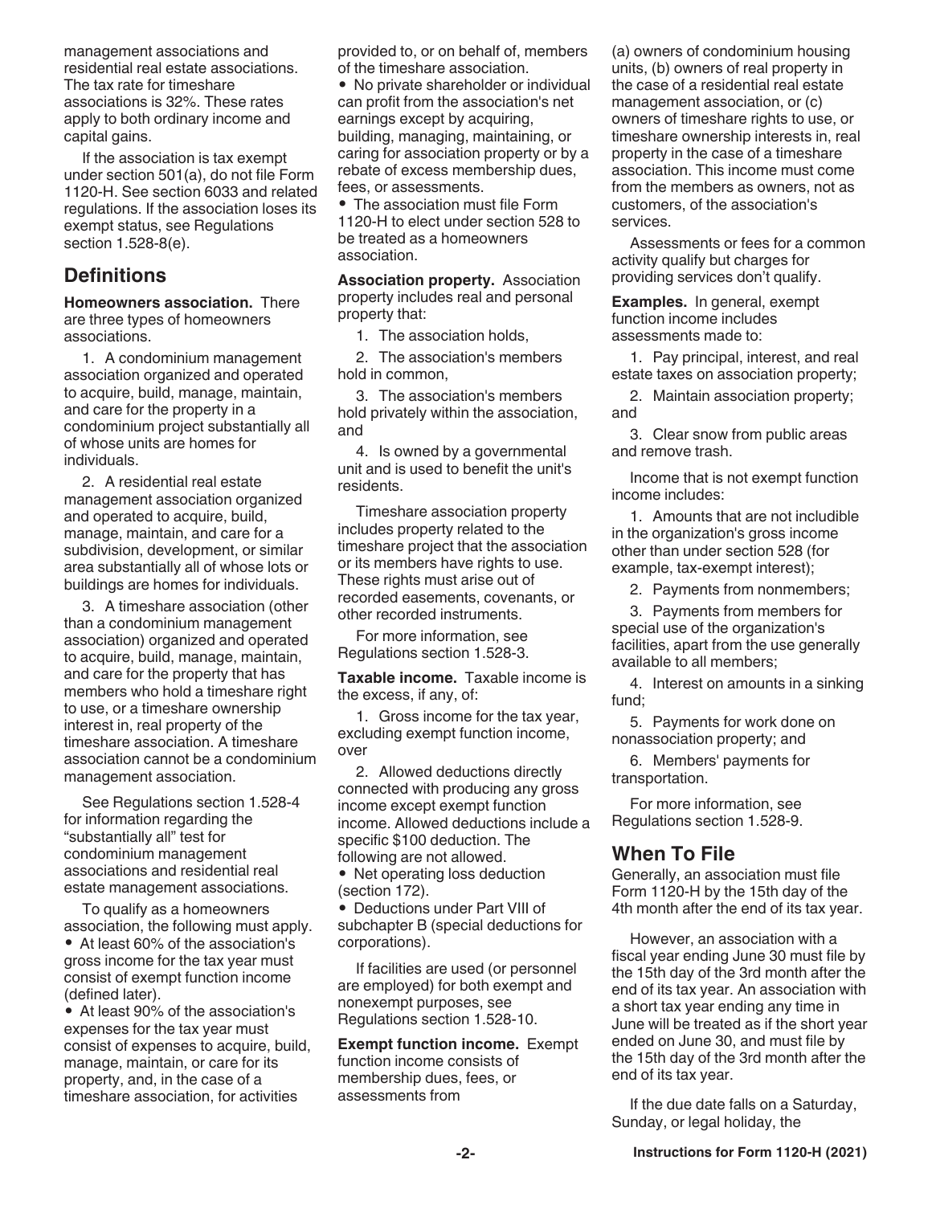management associations and residential real estate associations. The tax rate for timeshare associations is 32%. These rates apply to both ordinary income and capital gains.

If the association is tax exempt under section 501(a), do not file Form 1120-H. See section 6033 and related regulations. If the association loses its exempt status, see Regulations section 1.528-8(e).

## Definitions

**Homeowners association.** There are three types of homeowners associations.

1. A condominium management association organized and operated to acquire, build, manage, maintain, and care for the property in a condominium project substantially all of whose units are homes for individuals.

2. A residential real estate management association organized and operated to acquire, build, manage, maintain, and care for a subdivision, development, or similar area substantially all of whose lots or buildings are homes for individuals.

3. A timeshare association (other than a condominium management association) organized and operated to acquire, build, manage, maintain, and care for the property that has members who hold a timeshare right to use, or a timeshare ownership interest in, real property of the timeshare association. A timeshare association cannot be a condominium management association.

See Regulations section 1.528-4 for information regarding the "substantially all" test for condominium management associations and residential real estate management associations.

To qualify as a homeowners association, the following must apply.

- At least 60% of the association's gross income for the tax year must consist of exempt function income (defined later).
- At least 90% of the association's expenses for the tax year must consist of expenses to acquire, build, manage, maintain, or care for its property, and, in the case of a timeshare association, for activities provided to, or on behalf of, members of the timeshare association.
- No private shareholder or individual can profit from the association's net earnings except by acquiring, building, managing, maintaining, or caring for association property or by a rebate of excess membership dues, fees, or assessments.
- The association must file Form 1120-H to elect under section 528 to be treated as a homeowners association.

**Association property.** Association property includes real and personal property that:

1. The association holds,
2. The association's members hold in common,
3. The association's members hold privately within the association, and
4. Is owned by a governmental unit and is used to benefit the unit's residents.

Timeshare association property includes property related to the timeshare project that the association or its members have rights to use. These rights must arise out of recorded easements, covenants, or other recorded instruments.

For more information, see Regulations section 1.528-3.

**Taxable income.** Taxable income is the excess, if any, of:

1. Gross income for the tax year, excluding exempt function income, over
2. Allowed deductions directly connected with producing any gross income except exempt function income. Allowed deductions include a specific $100 deduction. The following are not allowed.

- Net operating loss deduction (section 172).
- Deductions under Part VIII of subchapter B (special deductions for corporations).

If facilities are used (or personnel are employed) for both exempt and nonexempt purposes, see Regulations section 1.528-10.

**Exempt function income.** Exempt function income consists of membership dues, fees, or assessments from (a) owners of condominium housing units, (b) owners of real property in the case of a residential real estate management association, or (c) owners of timeshare rights to use, or timeshare ownership interests in, real property in the case of a timeshare association. This income must come from the members as owners, not as customers, of the association's services.

Assessments or fees for a common activity qualify but charges for providing services don't qualify.

**Examples.** In general, exempt function income includes assessments made to:

1. Pay principal, interest, and real estate taxes on association property;
2. Maintain association property; and
3. Clear snow from public areas and remove trash.

Income that is not exempt function income includes:

1. Amounts that are not includible in the organization's gross income other than under section 528 (for example, tax-exempt interest);
2. Payments from nonmembers;
3. Payments from members for special use of the organization's facilities, apart from the use generally available to all members;
4. Interest on amounts in a sinking fund;
5. Payments for work done on nonassociation property; and
6. Members' payments for transportation.

For more information, see Regulations section 1.528-9.

## When To File

Generally, an association must file Form 1120-H by the 15th day of the 4th month after the end of its tax year.

However, an association with a fiscal year ending June 30 must file by the 15th day of the 3rd month after the end of its tax year. An association with a short tax year ending any time in June will be treated as if the short year ended on June 30, and must file by the 15th day of the 3rd month after the end of its tax year.

If the due date falls on a Saturday, Sunday, or legal holiday, the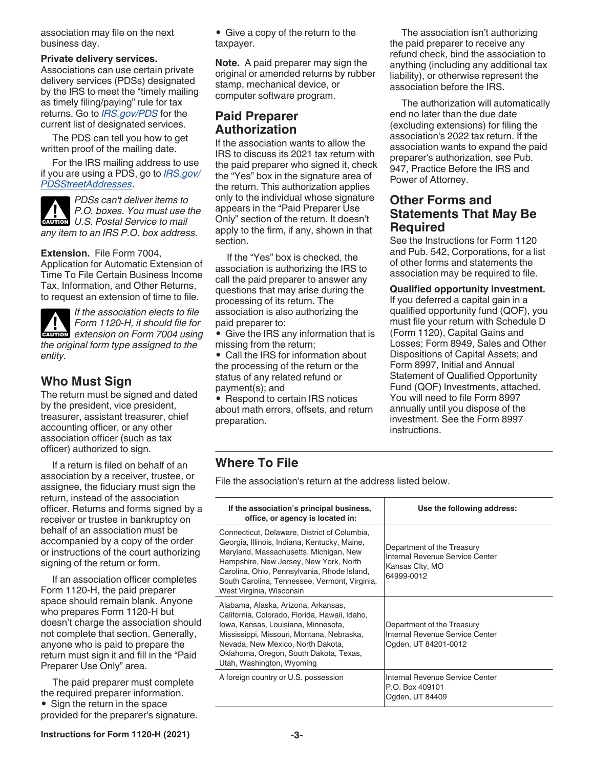association may file on the next business day.

**Private delivery services.** Associations can use certain private delivery services (PDSs) designated by the IRS to meet the "timely mailing as timely filing/paying" rule for tax returns. Go to *IRS.gov/PDS* for the current list of designated services.

The PDS can tell you how to get written proof of the mailing date.

For the IRS mailing address to use if you are using a PDS, go to *IRS.gov/PDSStreetAddresses*.

**CAUTION** *PDSs can't deliver items to P.O. boxes. You must use the U.S. Postal Service to mail any item to an IRS P.O. box address.*

**Extension.** File Form 7004, Application for Automatic Extension of Time To File Certain Business Income Tax, Information, and Other Returns, to request an extension of time to file.

**CAUTION** *If the association elects to file Form 1120-H, it should file for extension on Form 7004 using the original form type assigned to the entity.*

## Who Must Sign

The return must be signed and dated by the president, vice president, treasurer, assistant treasurer, chief accounting officer, or any other association officer (such as tax officer) authorized to sign.

If a return is filed on behalf of an association by a receiver, trustee, or assignee, the fiduciary must sign the return, instead of the association officer. Returns and forms signed by a receiver or trustee in bankruptcy on behalf of an association must be accompanied by a copy of the order or instructions of the court authorizing signing of the return or form.

If an association officer completes Form 1120-H, the paid preparer space should remain blank. Anyone who prepares Form 1120-H but doesn't charge the association should not complete that section. Generally, anyone who is paid to prepare the return must sign it and fill in the "Paid Preparer Use Only" area.

The paid preparer must complete the required preparer information.

- Sign the return in the space provided for the preparer's signature.
- Give a copy of the return to the taxpayer.

**Note.** A paid preparer may sign the original or amended returns by rubber stamp, mechanical device, or computer software program.

## Paid Preparer Authorization

If the association wants to allow the IRS to discuss its 2021 tax return with the paid preparer who signed it, check the "Yes" box in the signature area of the return. This authorization applies only to the individual whose signature appears in the "Paid Preparer Use Only" section of the return. It doesn't apply to the firm, if any, shown in that section.

If the "Yes" box is checked, the association is authorizing the IRS to call the paid preparer to answer any questions that may arise during the processing of its return. The association is also authorizing the paid preparer to:

- Give the IRS any information that is missing from the return;
- Call the IRS for information about the processing of the return or the status of any related refund or payment(s); and
- Respond to certain IRS notices about math errors, offsets, and return preparation.

The association isn't authorizing the paid preparer to receive any refund check, bind the association to anything (including any additional tax liability), or otherwise represent the association before the IRS.

The authorization will automatically end no later than the due date (excluding extensions) for filing the association's 2022 tax return. If the association wants to expand the paid preparer's authorization, see Pub. 947, Practice Before the IRS and Power of Attorney.

## Other Forms and Statements That May Be Required

See the Instructions for Form 1120 and Pub. 542, Corporations, for a list of other forms and statements the association may be required to file.

**Qualified opportunity investment.** If you deferred a capital gain in a qualified opportunity fund (QOF), you must file your return with Schedule D (Form 1120), Capital Gains and Losses; Form 8949, Sales and Other Dispositions of Capital Assets; and Form 8997, Initial and Annual Statement of Qualified Opportunity Fund (QOF) Investments, attached. You will need to file Form 8997 annually until you dispose of the investment. See the Form 8997 instructions.

## Where To File

File the association's return at the address listed below.

| If the association's principal business, office, or agency is located in: | Use the following address: |
|---|---|
| Connecticut, Delaware, District of Columbia, Georgia, Illinois, Indiana, Kentucky, Maine, Maryland, Massachusetts, Michigan, New Hampshire, New Jersey, New York, North Carolina, Ohio, Pennsylvania, Rhode Island, South Carolina, Tennessee, Vermont, Virginia, West Virginia, Wisconsin | Department of the Treasury<br>Internal Revenue Service Center<br>Kansas City, MO<br>64999-0012 |
| Alabama, Alaska, Arizona, Arkansas, California, Colorado, Florida, Hawaii, Idaho, Iowa, Kansas, Louisiana, Minnesota, Mississippi, Missouri, Montana, Nebraska, Nevada, New Mexico, North Dakota, Oklahoma, Oregon, South Dakota, Texas, Utah, Washington, Wyoming | Department of the Treasury<br>Internal Revenue Service Center<br>Ogden, UT 84201-0012 |
| A foreign country or U.S. possession | Internal Revenue Service Center<br>P.O. Box 409101<br>Ogden, UT 84409 |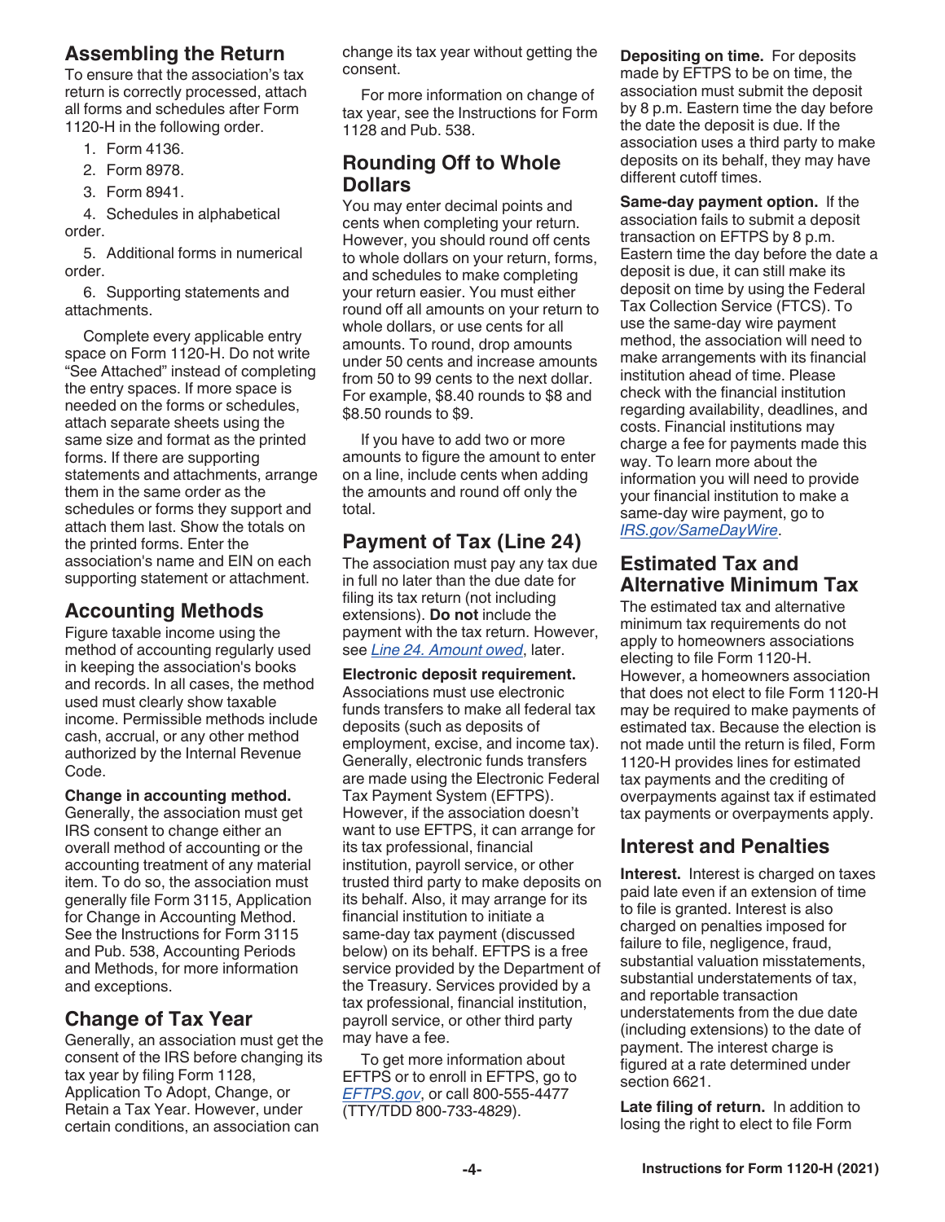## Assembling the Return

To ensure that the association's tax return is correctly processed, attach all forms and schedules after Form 1120-H in the following order.

1. Form 4136.
2. Form 8978.
3. Form 8941.
4. Schedules in alphabetical order.
5. Additional forms in numerical order.
6. Supporting statements and attachments.

Complete every applicable entry space on Form 1120-H. Do not write "See Attached" instead of completing the entry spaces. If more space is needed on the forms or schedules, attach separate sheets using the same size and format as the printed forms. If there are supporting statements and attachments, arrange them in the same order as the schedules or forms they support and attach them last. Show the totals on the printed forms. Enter the association's name and EIN on each supporting statement or attachment.

## Accounting Methods

Figure taxable income using the method of accounting regularly used in keeping the association's books and records. In all cases, the method used must clearly show taxable income. Permissible methods include cash, accrual, or any other method authorized by the Internal Revenue Code.

**Change in accounting method.** Generally, the association must get IRS consent to change either an overall method of accounting or the accounting treatment of any material item. To do so, the association must generally file Form 3115, Application for Change in Accounting Method. See the Instructions for Form 3115 and Pub. 538, Accounting Periods and Methods, for more information and exceptions.

## Change of Tax Year

Generally, an association must get the consent of the IRS before changing its tax year by filing Form 1128, Application To Adopt, Change, or Retain a Tax Year. However, under certain conditions, an association can change its tax year without getting the consent.

For more information on change of tax year, see the Instructions for Form 1128 and Pub. 538.

## Rounding Off to Whole Dollars

You may enter decimal points and cents when completing your return. However, you should round off cents to whole dollars on your return, forms, and schedules to make completing your return easier. You must either round off all amounts on your return to whole dollars, or use cents for all amounts. To round, drop amounts under 50 cents and increase amounts from 50 to 99 cents to the next dollar. For example, $8.40 rounds to $8 and $8.50 rounds to $9.

If you have to add two or more amounts to figure the amount to enter on a line, include cents when adding the amounts and round off only the total.

## Payment of Tax (Line 24)

The association must pay any tax due in full no later than the due date for filing its tax return (not including extensions). **Do not** include the payment with the tax return. However, see *Line 24. Amount owed*, later.

**Electronic deposit requirement.** Associations must use electronic funds transfers to make all federal tax deposits (such as deposits of employment, excise, and income tax). Generally, electronic funds transfers are made using the Electronic Federal Tax Payment System (EFTPS). However, if the association doesn't want to use EFTPS, it can arrange for its tax professional, financial institution, payroll service, or other trusted third party to make deposits on its behalf. Also, it may arrange for its financial institution to initiate a same-day tax payment (discussed below) on its behalf. EFTPS is a free service provided by the Department of the Treasury. Services provided by a tax professional, financial institution, payroll service, or other third party may have a fee.

To get more information about EFTPS or to enroll in EFTPS, go to *EFTPS.gov*, or call 800-555-4477 (TTY/TDD 800-733-4829).

**Depositing on time.** For deposits made by EFTPS to be on time, the association must submit the deposit by 8 p.m. Eastern time the day before the date the deposit is due. If the association uses a third party to make deposits on its behalf, they may have different cutoff times.

**Same-day payment option.** If the association fails to submit a deposit transaction on EFTPS by 8 p.m. Eastern time the day before the date a deposit is due, it can still make its deposit on time by using the Federal Tax Collection Service (FTCS). To use the same-day wire payment method, the association will need to make arrangements with its financial institution ahead of time. Please check with the financial institution regarding availability, deadlines, and costs. Financial institutions may charge a fee for payments made this way. To learn more about the information you will need to provide your financial institution to make a same-day wire payment, go to *IRS.gov/SameDayWire*.

## Estimated Tax and Alternative Minimum Tax

The estimated tax and alternative minimum tax requirements do not apply to homeowners associations electing to file Form 1120-H. However, a homeowners association that does not elect to file Form 1120-H may be required to make payments of estimated tax. Because the election is not made until the return is filed, Form 1120-H provides lines for estimated tax payments and the crediting of overpayments against tax if estimated tax payments or overpayments apply.

## Interest and Penalties

**Interest.** Interest is charged on taxes paid late even if an extension of time to file is granted. Interest is also charged on penalties imposed for failure to file, negligence, fraud, substantial valuation misstatements, substantial understatements of tax, and reportable transaction understatements from the due date (including extensions) to the date of payment. The interest charge is figured at a rate determined under section 6621.

**Late filing of return.** In addition to losing the right to elect to file Form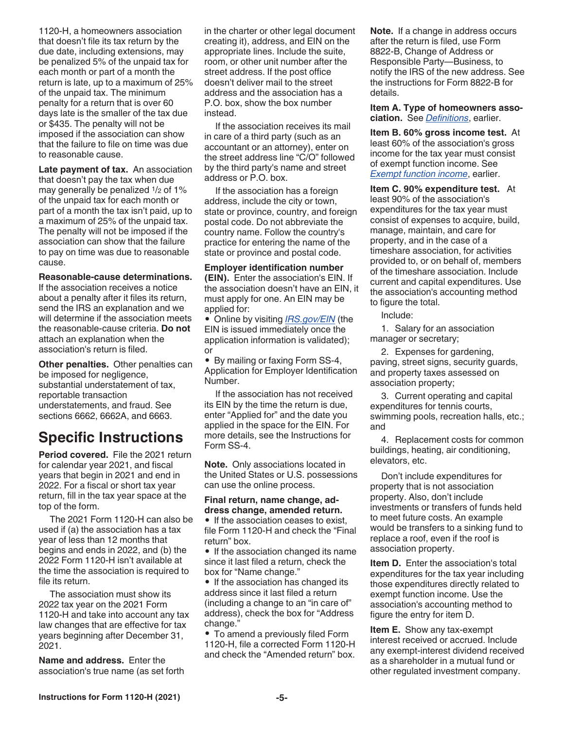1120-H, a homeowners association that doesn't file its tax return by the due date, including extensions, may be penalized 5% of the unpaid tax for each month or part of a month the return is late, up to a maximum of 25% of the unpaid tax. The minimum penalty for a return that is over 60 days late is the smaller of the tax due or $435. The penalty will not be imposed if the association can show that the failure to file on time was due to reasonable cause.

**Late payment of tax.** An association that doesn't pay the tax when due may generally be penalized 1/2 of 1% of the unpaid tax for each month or part of a month the tax isn't paid, up to a maximum of 25% of the unpaid tax. The penalty will not be imposed if the association can show that the failure to pay on time was due to reasonable cause.

**Reasonable-cause determinations.** If the association receives a notice about a penalty after it files its return, send the IRS an explanation and we will determine if the association meets the reasonable-cause criteria. **Do not** attach an explanation when the association's return is filed.

**Other penalties.** Other penalties can be imposed for negligence, substantial understatement of tax, reportable transaction understatements, and fraud. See sections 6662, 6662A, and 6663.

# Specific Instructions

**Period covered.** File the 2021 return for calendar year 2021, and fiscal years that begin in 2021 and end in 2022. For a fiscal or short tax year return, fill in the tax year space at the top of the form.

The 2021 Form 1120-H can also be used if (a) the association has a tax year of less than 12 months that begins and ends in 2022, and (b) the 2022 Form 1120-H isn't available at the time the association is required to file its return.

The association must show its 2022 tax year on the 2021 Form 1120-H and take into account any tax law changes that are effective for tax years beginning after December 31, 2021.

**Name and address.** Enter the association's true name (as set forth in the charter or other legal document creating it), address, and EIN on the appropriate lines. Include the suite, room, or other unit number after the street address. If the post office doesn't deliver mail to the street address and the association has a P.O. box, show the box number instead.

If the association receives its mail in care of a third party (such as an accountant or an attorney), enter on the street address line "C/O" followed by the third party's name and street address or P.O. box.

If the association has a foreign address, include the city or town, state or province, country, and foreign postal code. Do not abbreviate the country name. Follow the country's practice for entering the name of the state or province and postal code.

**Employer identification number (EIN).** Enter the association's EIN. If the association doesn't have an EIN, it must apply for one. An EIN may be applied for:

- Online by visiting *IRS.gov/EIN* (the EIN is issued immediately once the application information is validated); or
- By mailing or faxing Form SS-4, Application for Employer Identification Number.

If the association has not received its EIN by the time the return is due, enter "Applied for" and the date you applied in the space for the EIN. For more details, see the Instructions for Form SS-4.

**Note.** Only associations located in the United States or U.S. possessions can use the online process.

**Final return, name change, address change, amended return.**

- If the association ceases to exist, file Form 1120-H and check the "Final return" box.
- If the association changed its name since it last filed a return, check the box for "Name change."
- If the association has changed its address since it last filed a return (including a change to an "in care of" address), check the box for "Address change."
- To amend a previously filed Form 1120-H, file a corrected Form 1120-H and check the "Amended return" box.

**Note.** If a change in address occurs after the return is filed, use Form 8822-B, Change of Address or Responsible Party—Business, to notify the IRS of the new address. See the instructions for Form 8822-B for details.

**Item A. Type of homeowners association.** See *Definitions*, earlier.

**Item B. 60% gross income test.** At least 60% of the association's gross income for the tax year must consist of exempt function income. See *Exempt function income*, earlier.

**Item C. 90% expenditure test.** At least 90% of the association's expenditures for the tax year must consist of expenses to acquire, build, manage, maintain, and care for property, and in the case of a timeshare association, for activities provided to, or on behalf of, members of the timeshare association. Include current and capital expenditures. Use the association's accounting method to figure the total.

Include:

1. Salary for an association manager or secretary;
2. Expenses for gardening, paving, street signs, security guards, and property taxes assessed on association property;
3. Current operating and capital expenditures for tennis courts, swimming pools, recreation halls, etc.; and
4. Replacement costs for common buildings, heating, air conditioning, elevators, etc.

Don't include expenditures for property that is not association property. Also, don't include investments or transfers of funds held to meet future costs. An example would be transfers to a sinking fund to replace a roof, even if the roof is association property.

**Item D.** Enter the association's total expenditures for the tax year including those expenditures directly related to exempt function income. Use the association's accounting method to figure the entry for item D.

**Item E.** Show any tax-exempt interest received or accrued. Include any exempt-interest dividend received as a shareholder in a mutual fund or other regulated investment company.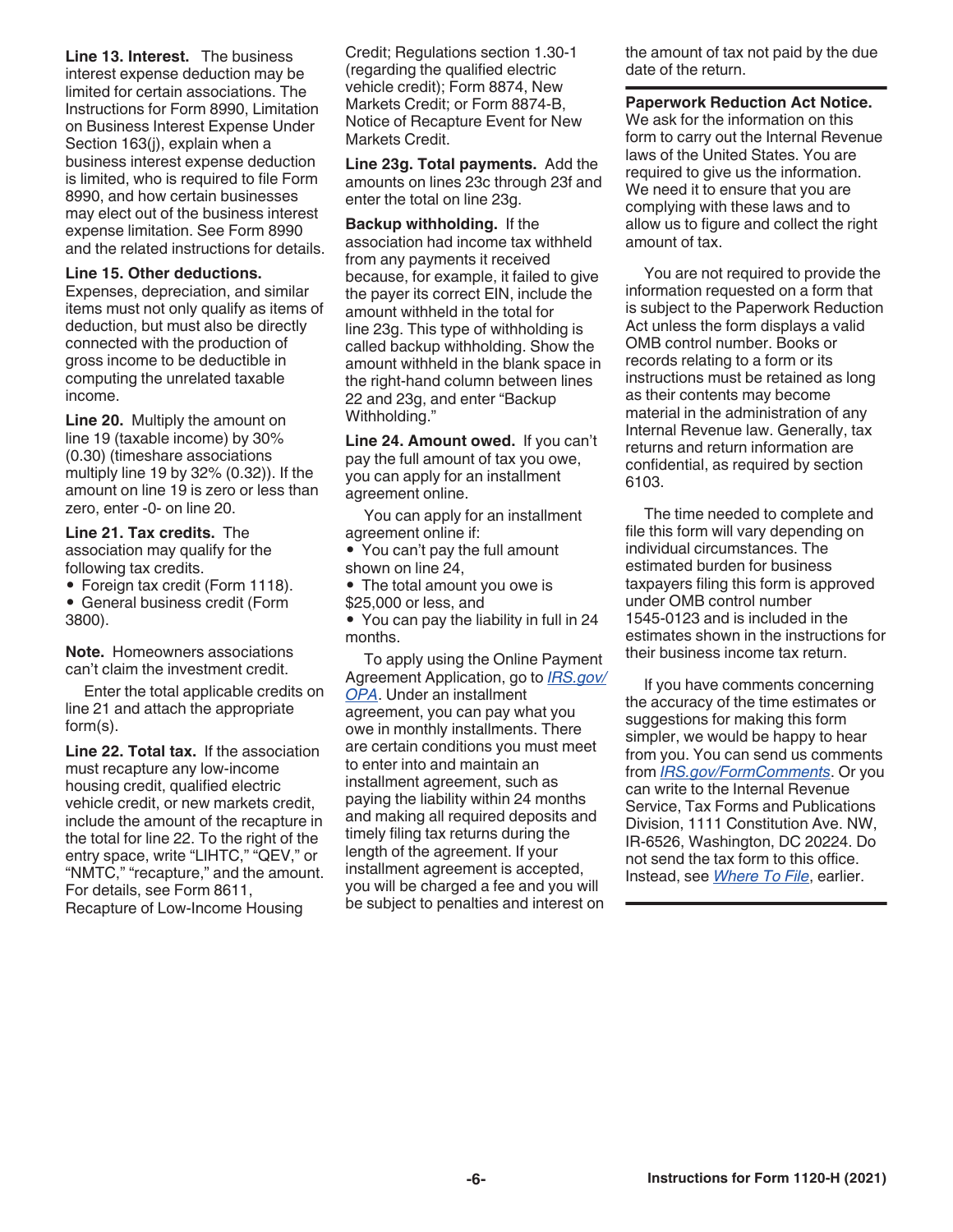**Line 13. Interest.** The business interest expense deduction may be limited for certain associations. The Instructions for Form 8990, Limitation on Business Interest Expense Under Section 163(j), explain when a business interest expense deduction is limited, who is required to file Form 8990, and how certain businesses may elect out of the business interest expense limitation. See Form 8990 and the related instructions for details.

**Line 15. Other deductions.** Expenses, depreciation, and similar items must not only qualify as items of deduction, but must also be directly connected with the production of gross income to be deductible in computing the unrelated taxable income.

**Line 20.** Multiply the amount on line 19 (taxable income) by 30% (0.30) (timeshare associations multiply line 19 by 32% (0.32)). If the amount on line 19 is zero or less than zero, enter -0- on line 20.

**Line 21. Tax credits.** The association may qualify for the following tax credits.

- Foreign tax credit (Form 1118).
- General business credit (Form 3800).

**Note.** Homeowners associations can't claim the investment credit.

Enter the total applicable credits on line 21 and attach the appropriate form(s).

**Line 22. Total tax.** If the association must recapture any low-income housing credit, qualified electric vehicle credit, or new markets credit, include the amount of the recapture in the total for line 22. To the right of the entry space, write "LIHTC," "QEV," or "NMTC," "recapture," and the amount. For details, see Form 8611, Recapture of Low-Income Housing Credit; Regulations section 1.30-1 (regarding the qualified electric vehicle credit); Form 8874, New Markets Credit; or Form 8874-B, Notice of Recapture Event for New Markets Credit.

**Line 23g. Total payments.** Add the amounts on lines 23c through 23f and enter the total on line 23g.

**Backup withholding.** If the association had income tax withheld from any payments it received because, for example, it failed to give the payer its correct EIN, include the amount withheld in the total for line 23g. This type of withholding is called backup withholding. Show the amount withheld in the blank space in the right-hand column between lines 22 and 23g, and enter "Backup Withholding."

**Line 24. Amount owed.** If you can't pay the full amount of tax you owe, you can apply for an installment agreement online.

You can apply for an installment agreement online if:

- You can't pay the full amount shown on line 24,
- The total amount you owe is $25,000 or less, and
- You can pay the liability in full in 24 months.

To apply using the Online Payment Agreement Application, go to *IRS.gov/OPA*. Under an installment agreement, you can pay what you owe in monthly installments. There are certain conditions you must meet to enter into and maintain an installment agreement, such as paying the liability within 24 months and making all required deposits and timely filing tax returns during the length of the agreement. If your installment agreement is accepted, you will be charged a fee and you will be subject to penalties and interest on the amount of tax not paid by the due date of the return.

**Paperwork Reduction Act Notice.** We ask for the information on this form to carry out the Internal Revenue laws of the United States. You are required to give us the information. We need it to ensure that you are complying with these laws and to allow us to figure and collect the right amount of tax.

You are not required to provide the information requested on a form that is subject to the Paperwork Reduction Act unless the form displays a valid OMB control number. Books or records relating to a form or its instructions must be retained as long as their contents may become material in the administration of any Internal Revenue law. Generally, tax returns and return information are confidential, as required by section 6103.

The time needed to complete and file this form will vary depending on individual circumstances. The estimated burden for business taxpayers filing this form is approved under OMB control number 1545-0123 and is included in the estimates shown in the instructions for their business income tax return.

If you have comments concerning the accuracy of the time estimates or suggestions for making this form simpler, we would be happy to hear from you. You can send us comments from *IRS.gov/FormComments*. Or you can write to the Internal Revenue Service, Tax Forms and Publications Division, 1111 Constitution Ave. NW, IR-6526, Washington, DC 20224. Do not send the tax form to this office. Instead, see *Where To File*, earlier.